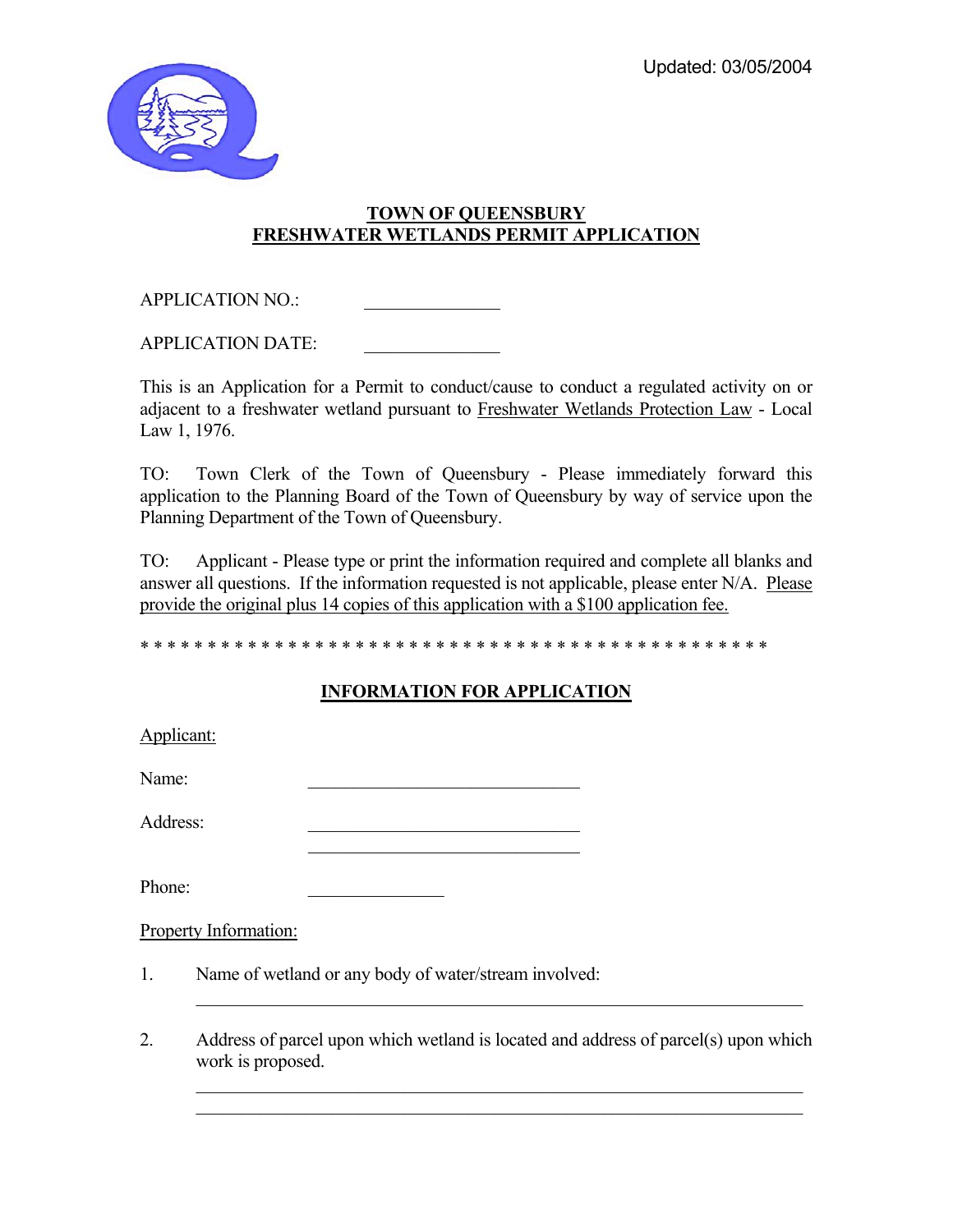Updated: 03/05/2004

# TOWN OF QUEENSBURY
# FRESHWATER WETLANDS PERMIT APPLICATION

APPLICATION NO.: _______________

APPLICATION DATE: _______________

This is an Application for a Permit to conduct/cause to conduct a regulated activity on or adjacent to a freshwater wetland pursuant to Freshwater Wetlands Protection Law - Local Law 1, 1976.

TO: Town Clerk of the Town of Queensbury - Please immediately forward this application to the Planning Board of the Town of Queensbury by way of service upon the Planning Department of the Town of Queensbury.

TO: Applicant - Please type or print the information required and complete all blanks and answer all questions. If the information requested is not applicable, please enter N/A. Please provide the original plus 14 copies of this application with a $100 application fee.

* * * * * * * * * * * * * * * * * * * * * * * * * * * * * * * * * * * * * * * * * * * * * * *

## INFORMATION FOR APPLICATION

Applicant:

Name: ______________________________

Address: ______________________________
______________________________

Phone: _______________

Property Information:

1. Name of wetland or any body of water/stream involved:

   ____________________________________________________________________

2. Address of parcel upon which wetland is located and address of parcel(s) upon which work is proposed.

   ____________________________________________________________________
   ____________________________________________________________________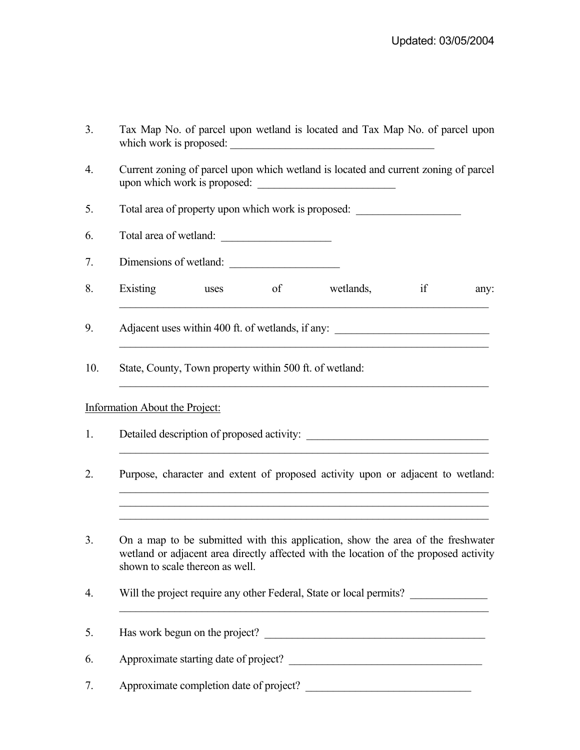3. Tax Map No. of parcel upon wetland is located and Tax Map No. of parcel upon which work is proposed: ______________________________________

4. Current zoning of parcel upon which wetland is located and current zoning of parcel upon which work is proposed: _________________________

5. Total area of property upon which work is proposed: ___________________

6. Total area of wetland: ____________________

7. Dimensions of wetland: ____________________

8. Existing uses of wetlands, if any: _____________________________________________________________________

9. Adjacent uses within 400 ft. of wetlands, if any: ____________________________ _____________________________________________________________________

10. State, County, Town property within 500 ft. of wetland: _____________________________________________________________________

Information About the Project:

1. Detailed description of proposed activity: __________________________________ _____________________________________________________________________

2. Purpose, character and extent of proposed activity upon or adjacent to wetland: _____________________________________________________________________ _____________________________________________________________________ _____________________________________________________________________

3. On a map to be submitted with this application, show the area of the freshwater wetland or adjacent area directly affected with the location of the proposed activity shown to scale thereon as well.

4. Will the project require any other Federal, State or local permits? ______________ _____________________________________________________________________

5. Has work begun on the project? __________________________________________

6. Approximate starting date of project? ____________________________________

7. Approximate completion date of project? ______________________________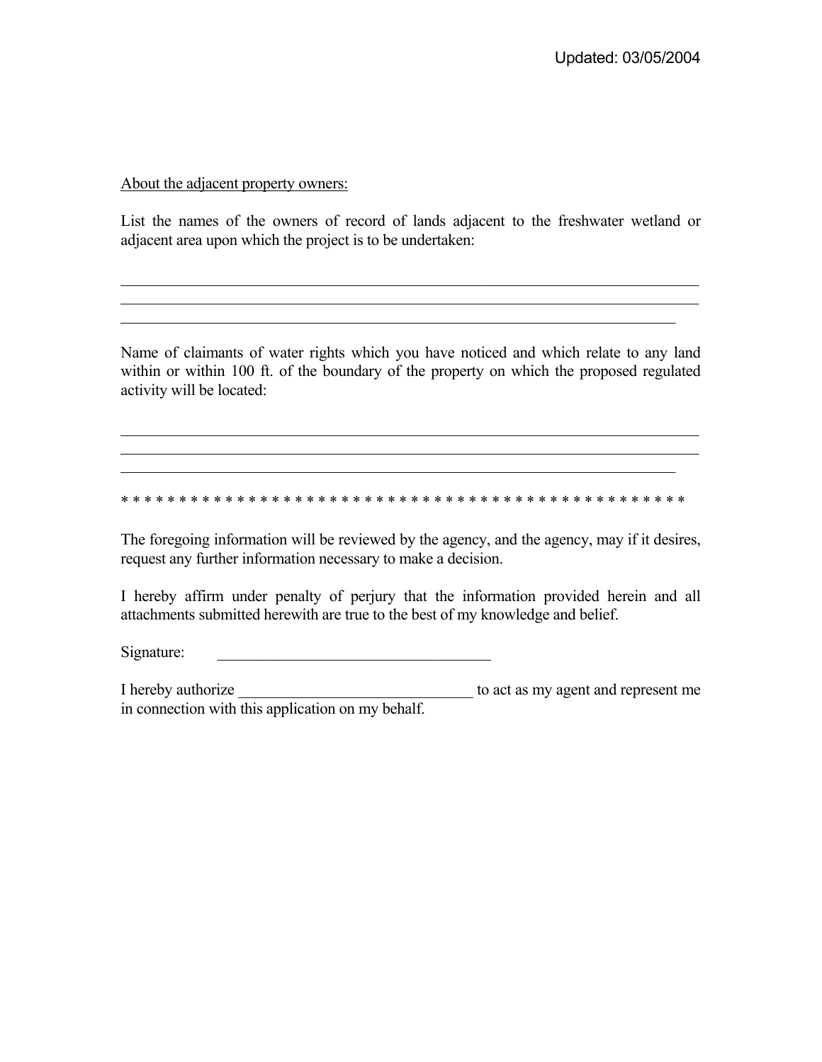Updated: 03/05/2004

<u>About the adjacent property owners:</u>

List the names of the owners of record of lands adjacent to the freshwater wetland or adjacent area upon which the project is to be undertaken:

\_\_\_\_\_\_\_\_\_\_\_\_\_\_\_\_\_\_\_\_\_\_\_\_\_\_\_\_\_\_\_\_\_\_\_\_\_\_\_\_\_\_\_\_\_\_\_\_\_\_\_\_\_\_\_\_\_\_\_\_\_\_\_\_\_\_\_\_\_\_\_\_\_\_
\_\_\_\_\_\_\_\_\_\_\_\_\_\_\_\_\_\_\_\_\_\_\_\_\_\_\_\_\_\_\_\_\_\_\_\_\_\_\_\_\_\_\_\_\_\_\_\_\_\_\_\_\_\_\_\_\_\_\_\_\_\_\_\_\_\_\_\_\_\_\_\_\_\_
\_\_\_\_\_\_\_\_\_\_\_\_\_\_\_\_\_\_\_\_\_\_\_\_\_\_\_\_\_\_\_\_\_\_\_\_\_\_\_\_\_\_\_\_\_\_\_\_\_\_\_\_\_\_\_\_\_\_\_\_\_\_\_\_\_\_\_\_\_\_\_

Name of claimants of water rights which you have noticed and which relate to any land within or within 100 ft. of the boundary of the property on which the proposed regulated activity will be located:

\_\_\_\_\_\_\_\_\_\_\_\_\_\_\_\_\_\_\_\_\_\_\_\_\_\_\_\_\_\_\_\_\_\_\_\_\_\_\_\_\_\_\_\_\_\_\_\_\_\_\_\_\_\_\_\_\_\_\_\_\_\_\_\_\_\_\_\_\_\_\_\_\_\_
\_\_\_\_\_\_\_\_\_\_\_\_\_\_\_\_\_\_\_\_\_\_\_\_\_\_\_\_\_\_\_\_\_\_\_\_\_\_\_\_\_\_\_\_\_\_\_\_\_\_\_\_\_\_\_\_\_\_\_\_\_\_\_\_\_\_\_\_\_\_\_\_\_\_
\_\_\_\_\_\_\_\_\_\_\_\_\_\_\_\_\_\_\_\_\_\_\_\_\_\_\_\_\_\_\_\_\_\_\_\_\_\_\_\_\_\_\_\_\_\_\_\_\_\_\_\_\_\_\_\_\_\_\_\_\_\_\_\_\_\_\_\_\_\_\_

\* \* \* \* \* \* \* \* \* \* \* \* \* \* \* \* \* \* \* \* \* \* \* \* \* \* \* \* \* \* \* \* \* \* \* \* \* \* \* \* \* \* \* \* \* \* \* \* \* \* \* \* \*

The foregoing information will be reviewed by the agency, and the agency, may if it desires, request any further information necessary to make a decision.

I hereby affirm under penalty of perjury that the information provided herein and all attachments submitted herewith are true to the best of my knowledge and belief.

Signature: \_\_\_\_\_\_\_\_\_\_\_\_\_\_\_\_\_\_\_\_\_\_\_\_\_\_\_\_\_\_\_\_\_\_\_\_

I hereby authorize \_\_\_\_\_\_\_\_\_\_\_\_\_\_\_\_\_\_\_\_\_\_\_\_\_\_\_\_\_\_ to act as my agent and represent me in connection with this application on my behalf.